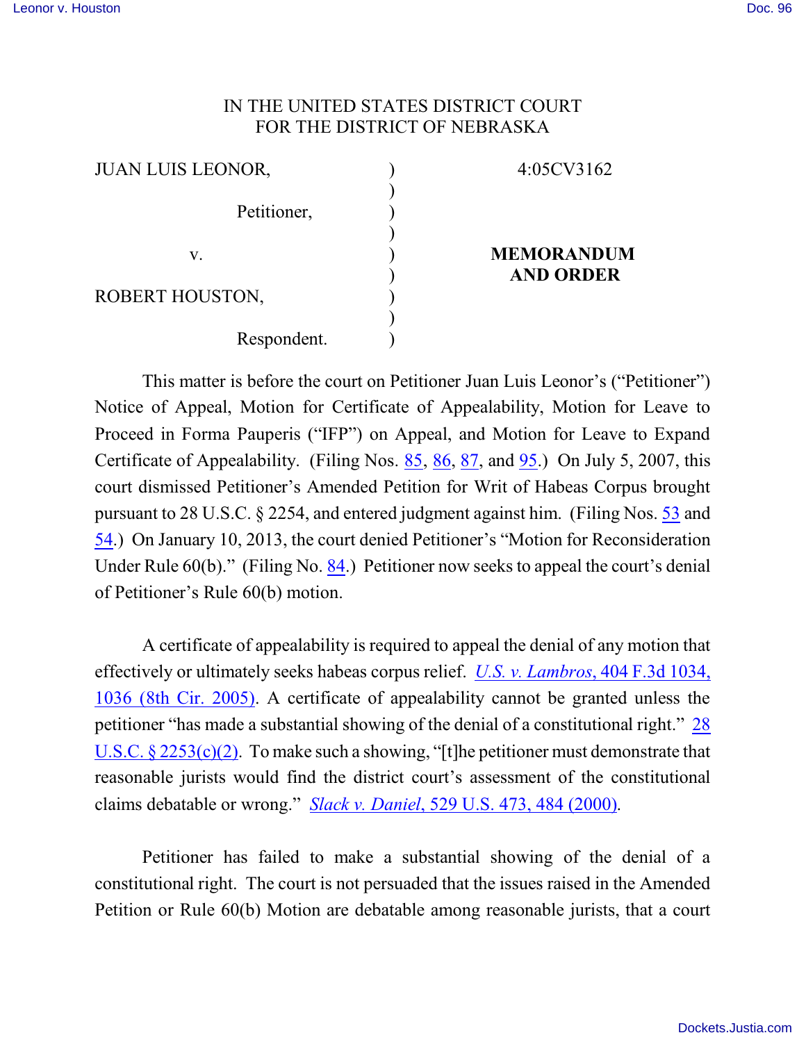IN THE UNITED STATES DISTRICT COURT
FOR THE DISTRICT OF NEBRASKA

| | | |
|---|---|---|
| JUAN LUIS LEONOR, | ) | 4:05CV3162 |
| | ) | |
| Petitioner, | ) | |
| | ) | |
| v. | ) | **MEMORANDUM AND ORDER** |
| | ) | |
| ROBERT HOUSTON, | ) | |
| | ) | |
| Respondent. | ) | |

This matter is before the court on Petitioner Juan Luis Leonor's ("Petitioner") Notice of Appeal, Motion for Certificate of Appealability, Motion for Leave to Proceed in Forma Pauperis ("IFP") on Appeal, and Motion for Leave to Expand Certificate of Appealability. (Filing Nos. 85, 86, 87, and 95.) On July 5, 2007, this court dismissed Petitioner's Amended Petition for Writ of Habeas Corpus brought pursuant to 28 U.S.C. § 2254, and entered judgment against him. (Filing Nos. 53 and 54.) On January 10, 2013, the court denied Petitioner's "Motion for Reconsideration Under Rule 60(b)." (Filing No. 84.) Petitioner now seeks to appeal the court's denial of Petitioner's Rule 60(b) motion.

A certificate of appealability is required to appeal the denial of any motion that effectively or ultimately seeks habeas corpus relief. *U.S. v. Lambros*, 404 F.3d 1034, 1036 (8th Cir. 2005). A certificate of appealability cannot be granted unless the petitioner "has made a substantial showing of the denial of a constitutional right." 28 U.S.C. § 2253(c)(2). To make such a showing, "[t]he petitioner must demonstrate that reasonable jurists would find the district court's assessment of the constitutional claims debatable or wrong." *Slack v. Daniel*, 529 U.S. 473, 484 (2000).

Petitioner has failed to make a substantial showing of the denial of a constitutional right. The court is not persuaded that the issues raised in the Amended Petition or Rule 60(b) Motion are debatable among reasonable jurists, that a court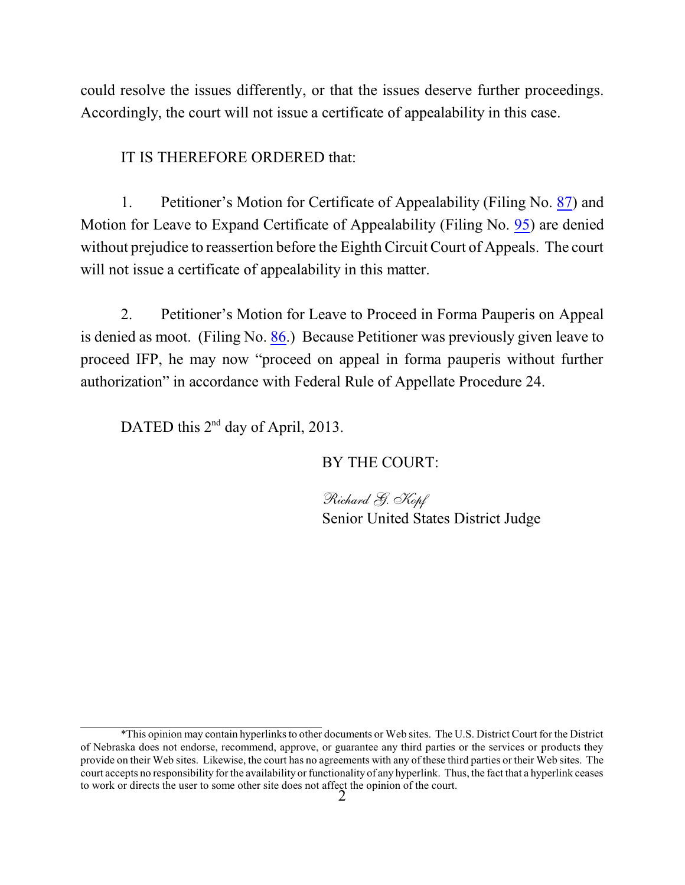could resolve the issues differently, or that the issues deserve further proceedings. Accordingly, the court will not issue a certificate of appealability in this case.

IT IS THEREFORE ORDERED that:

1. Petitioner's Motion for Certificate of Appealability (Filing No. 87) and Motion for Leave to Expand Certificate of Appealability (Filing No. 95) are denied without prejudice to reassertion before the Eighth Circuit Court of Appeals. The court will not issue a certificate of appealability in this matter.

2. Petitioner's Motion for Leave to Proceed in Forma Pauperis on Appeal is denied as moot. (Filing No. 86.) Because Petitioner was previously given leave to proceed IFP, he may now "proceed on appeal in forma pauperis without further authorization" in accordance with Federal Rule of Appellate Procedure 24.

DATED this 2nd day of April, 2013.

BY THE COURT:

*Richard G. Kopf*
Senior United States District Judge

---

*This opinion may contain hyperlinks to other documents or Web sites. The U.S. District Court for the District of Nebraska does not endorse, recommend, approve, or guarantee any third parties or the services or products they provide on their Web sites. Likewise, the court has no agreements with any of these third parties or their Web sites. The court accepts no responsibility for the availability or functionality of any hyperlink. Thus, the fact that a hyperlink ceases to work or directs the user to some other site does not affect the opinion of the court.